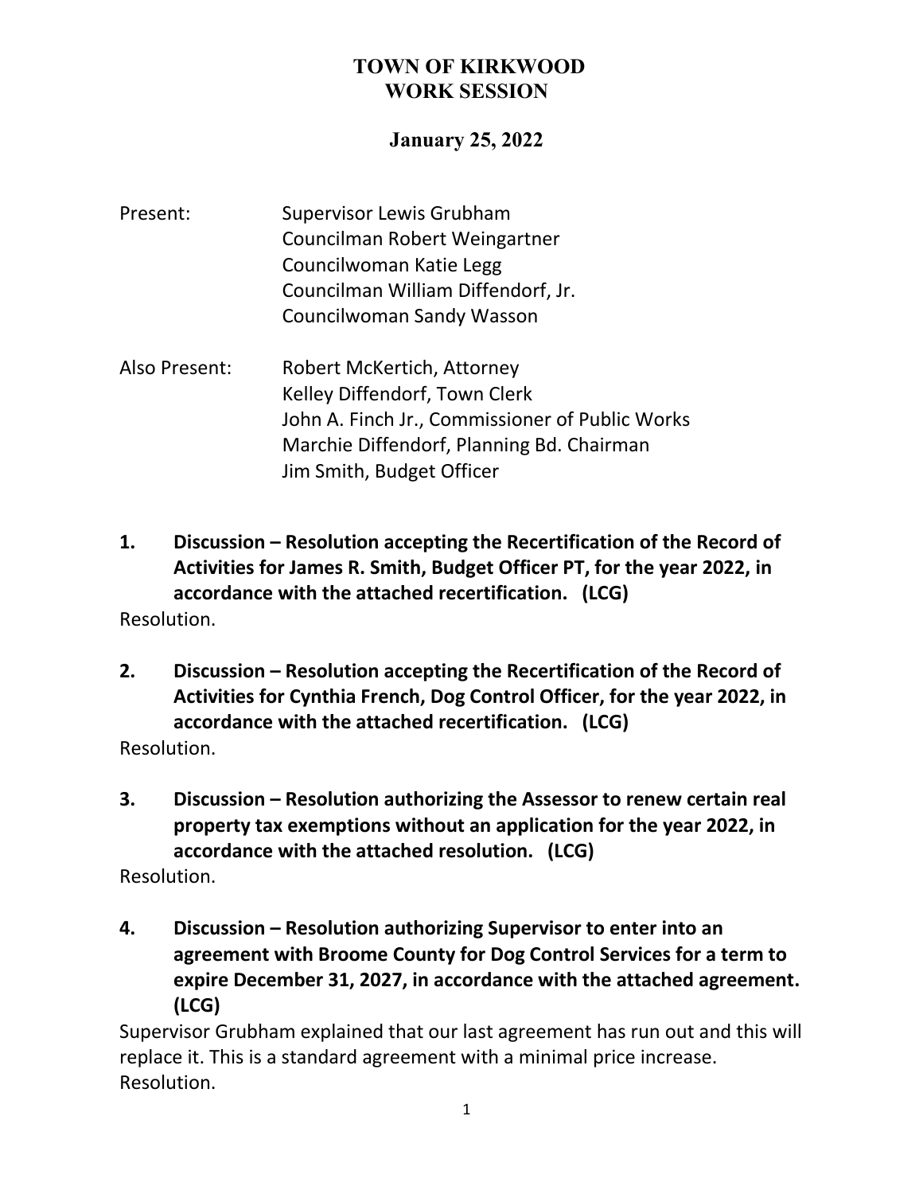# TOWN OF KIRKWOOD
# WORK SESSION

## January 25, 2022

Present:
- Supervisor Lewis Grubham
- Councilman Robert Weingartner
- Councilwoman Katie Legg
- Councilman William Diffendorf, Jr.
- Councilwoman Sandy Wasson

Also Present:
- Robert McKertich, Attorney
- Kelley Diffendorf, Town Clerk
- John A. Finch Jr., Commissioner of Public Works
- Marchie Diffendorf, Planning Bd. Chairman
- Jim Smith, Budget Officer

**1. Discussion – Resolution accepting the Recertification of the Record of Activities for James R. Smith, Budget Officer PT, for the year 2022, in accordance with the attached recertification. (LCG)**

Resolution.

**2. Discussion – Resolution accepting the Recertification of the Record of Activities for Cynthia French, Dog Control Officer, for the year 2022, in accordance with the attached recertification. (LCG)**

Resolution.

**3. Discussion – Resolution authorizing the Assessor to renew certain real property tax exemptions without an application for the year 2022, in accordance with the attached resolution. (LCG)**

Resolution.

**4. Discussion – Resolution authorizing Supervisor to enter into an agreement with Broome County for Dog Control Services for a term to expire December 31, 2027, in accordance with the attached agreement. (LCG)**

Supervisor Grubham explained that our last agreement has run out and this will replace it. This is a standard agreement with a minimal price increase.
Resolution.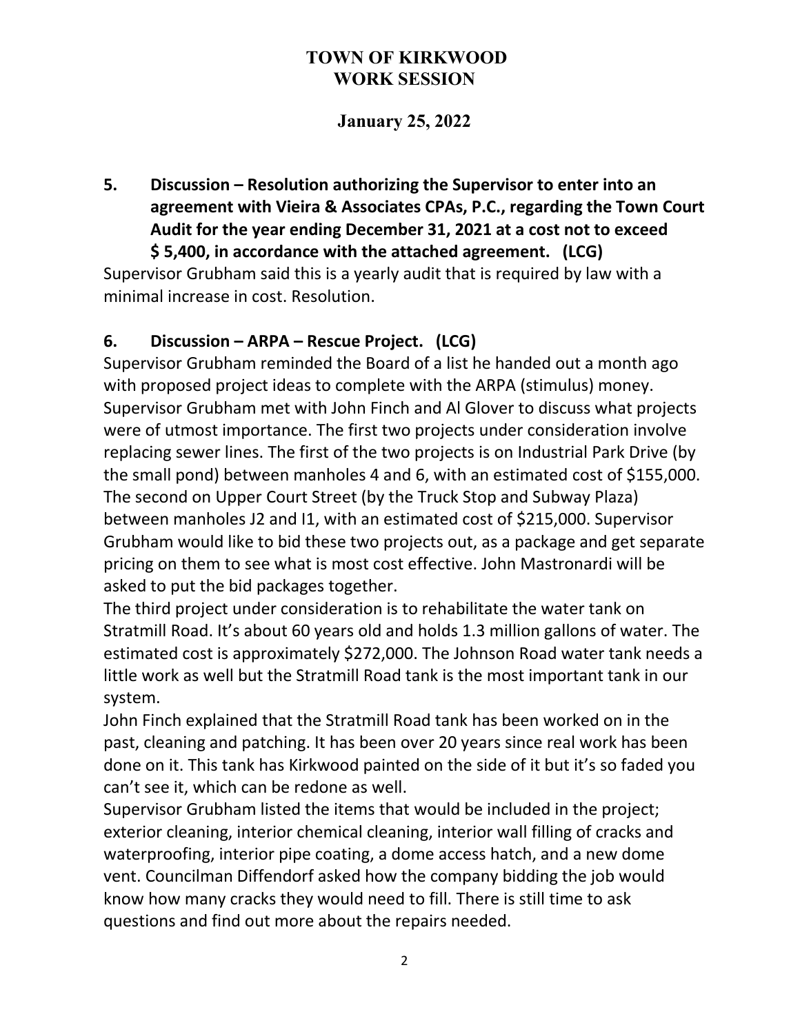# TOWN OF KIRKWOOD
# WORK SESSION

**January 25, 2022**

### 5. Discussion – Resolution authorizing the Supervisor to enter into an agreement with Vieira & Associates CPAs, P.C., regarding the Town Court Audit for the year ending December 31, 2021 at a cost not to exceed $ 5,400, in accordance with the attached agreement. (LCG)

Supervisor Grubham said this is a yearly audit that is required by law with a minimal increase in cost. Resolution.

### 6. Discussion – ARPA – Rescue Project. (LCG)

Supervisor Grubham reminded the Board of a list he handed out a month ago with proposed project ideas to complete with the ARPA (stimulus) money. Supervisor Grubham met with John Finch and Al Glover to discuss what projects were of utmost importance. The first two projects under consideration involve replacing sewer lines. The first of the two projects is on Industrial Park Drive (by the small pond) between manholes 4 and 6, with an estimated cost of $155,000. The second on Upper Court Street (by the Truck Stop and Subway Plaza) between manholes J2 and I1, with an estimated cost of $215,000. Supervisor Grubham would like to bid these two projects out, as a package and get separate pricing on them to see what is most cost effective. John Mastronardi will be asked to put the bid packages together.

The third project under consideration is to rehabilitate the water tank on Stratmill Road. It's about 60 years old and holds 1.3 million gallons of water. The estimated cost is approximately $272,000. The Johnson Road water tank needs a little work as well but the Stratmill Road tank is the most important tank in our system.

John Finch explained that the Stratmill Road tank has been worked on in the past, cleaning and patching. It has been over 20 years since real work has been done on it. This tank has Kirkwood painted on the side of it but it's so faded you can't see it, which can be redone as well.

Supervisor Grubham listed the items that would be included in the project; exterior cleaning, interior chemical cleaning, interior wall filling of cracks and waterproofing, interior pipe coating, a dome access hatch, and a new dome vent. Councilman Diffendorf asked how the company bidding the job would know how many cracks they would need to fill. There is still time to ask questions and find out more about the repairs needed.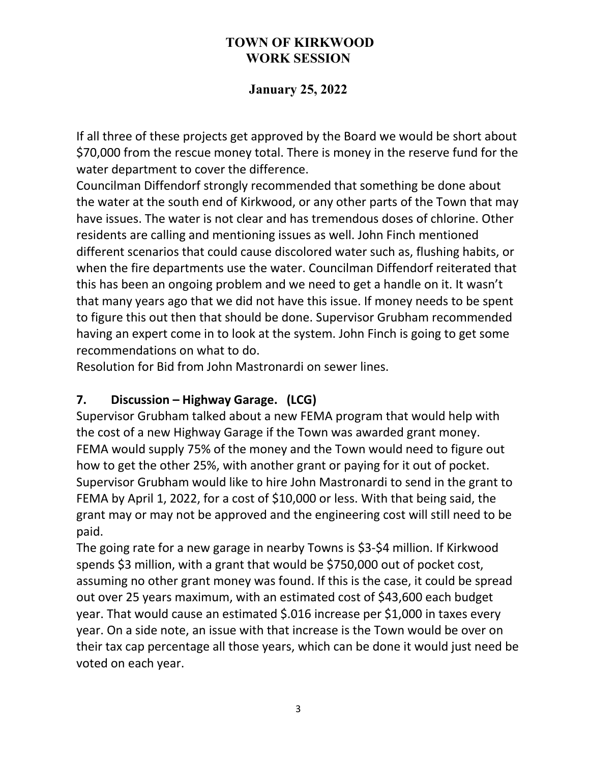If all three of these projects get approved by the Board we would be short about $70,000 from the rescue money total. There is money in the reserve fund for the water department to cover the difference.

Councilman Diffendorf strongly recommended that something be done about the water at the south end of Kirkwood, or any other parts of the Town that may have issues. The water is not clear and has tremendous doses of chlorine. Other residents are calling and mentioning issues as well. John Finch mentioned different scenarios that could cause discolored water such as, flushing habits, or when the fire departments use the water. Councilman Diffendorf reiterated that this has been an ongoing problem and we need to get a handle on it. It wasn't that many years ago that we did not have this issue. If money needs to be spent to figure this out then that should be done. Supervisor Grubham recommended having an expert come in to look at the system. John Finch is going to get some recommendations on what to do.

Resolution for Bid from John Mastronardi on sewer lines.

## 7. Discussion – Highway Garage. (LCG)

Supervisor Grubham talked about a new FEMA program that would help with the cost of a new Highway Garage if the Town was awarded grant money. FEMA would supply 75% of the money and the Town would need to figure out how to get the other 25%, with another grant or paying for it out of pocket. Supervisor Grubham would like to hire John Mastronardi to send in the grant to FEMA by April 1, 2022, for a cost of $10,000 or less. With that being said, the grant may or may not be approved and the engineering cost will still need to be paid.

The going rate for a new garage in nearby Towns is $3-$4 million. If Kirkwood spends $3 million, with a grant that would be $750,000 out of pocket cost, assuming no other grant money was found. If this is the case, it could be spread out over 25 years maximum, with an estimated cost of $43,600 each budget year. That would cause an estimated $.016 increase per $1,000 in taxes every year. On a side note, an issue with that increase is the Town would be over on their tax cap percentage all those years, which can be done it would just need be voted on each year.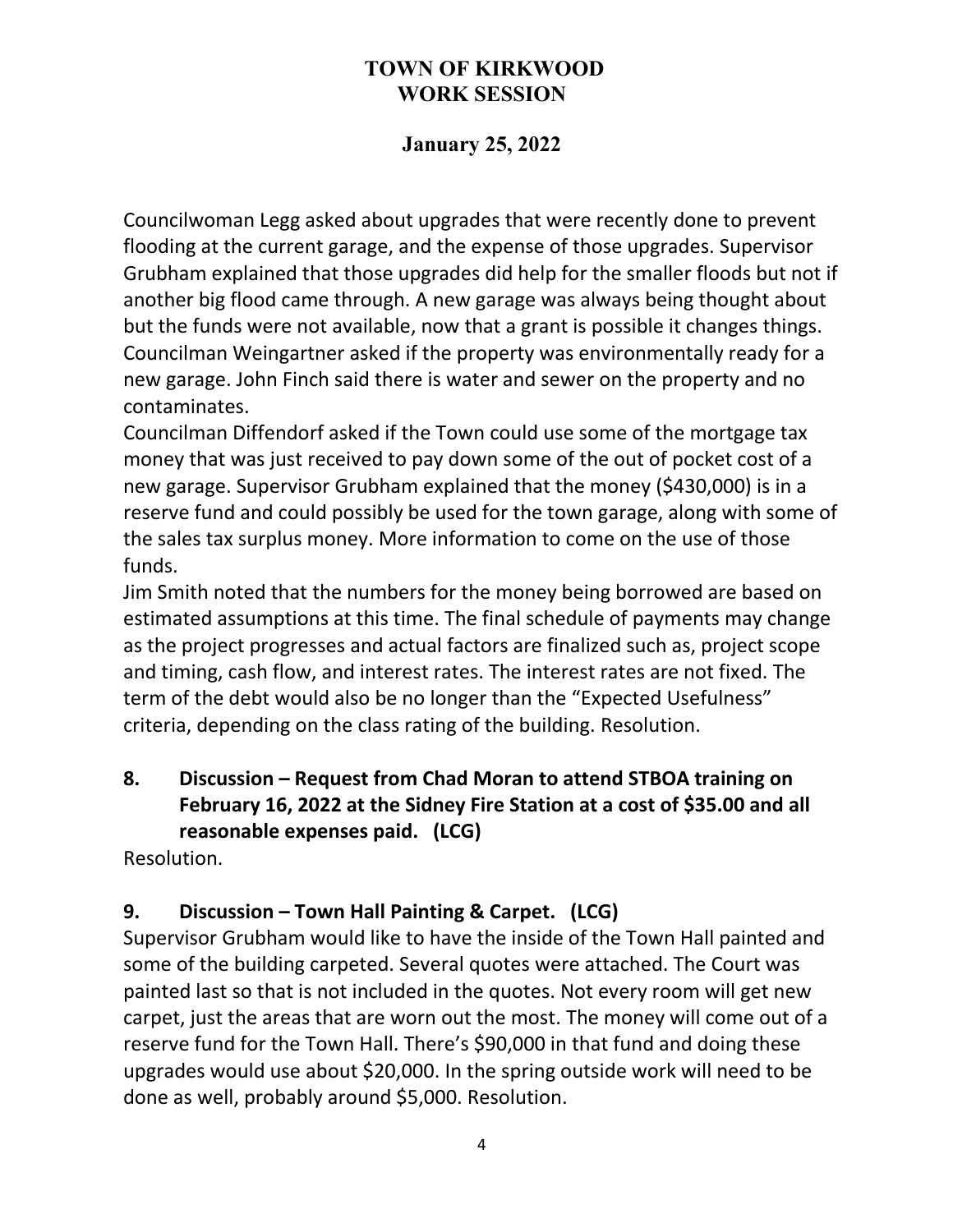# TOWN OF KIRKWOOD
# WORK SESSION

## January 25, 2022

Councilwoman Legg asked about upgrades that were recently done to prevent flooding at the current garage, and the expense of those upgrades. Supervisor Grubham explained that those upgrades did help for the smaller floods but not if another big flood came through. A new garage was always being thought about but the funds were not available, now that a grant is possible it changes things. Councilman Weingartner asked if the property was environmentally ready for a new garage. John Finch said there is water and sewer on the property and no contaminates.

Councilman Diffendorf asked if the Town could use some of the mortgage tax money that was just received to pay down some of the out of pocket cost of a new garage. Supervisor Grubham explained that the money ($430,000) is in a reserve fund and could possibly be used for the town garage, along with some of the sales tax surplus money. More information to come on the use of those funds.

Jim Smith noted that the numbers for the money being borrowed are based on estimated assumptions at this time. The final schedule of payments may change as the project progresses and actual factors are finalized such as, project scope and timing, cash flow, and interest rates. The interest rates are not fixed. The term of the debt would also be no longer than the "Expected Usefulness" criteria, depending on the class rating of the building. Resolution.

### 8. Discussion – Request from Chad Moran to attend STBOA training on February 16, 2022 at the Sidney Fire Station at a cost of $35.00 and all reasonable expenses paid. (LCG)

Resolution.

### 9. Discussion – Town Hall Painting & Carpet. (LCG)

Supervisor Grubham would like to have the inside of the Town Hall painted and some of the building carpeted. Several quotes were attached. The Court was painted last so that is not included in the quotes. Not every room will get new carpet, just the areas that are worn out the most. The money will come out of a reserve fund for the Town Hall. There's $90,000 in that fund and doing these upgrades would use about $20,000. In the spring outside work will need to be done as well, probably around $5,000. Resolution.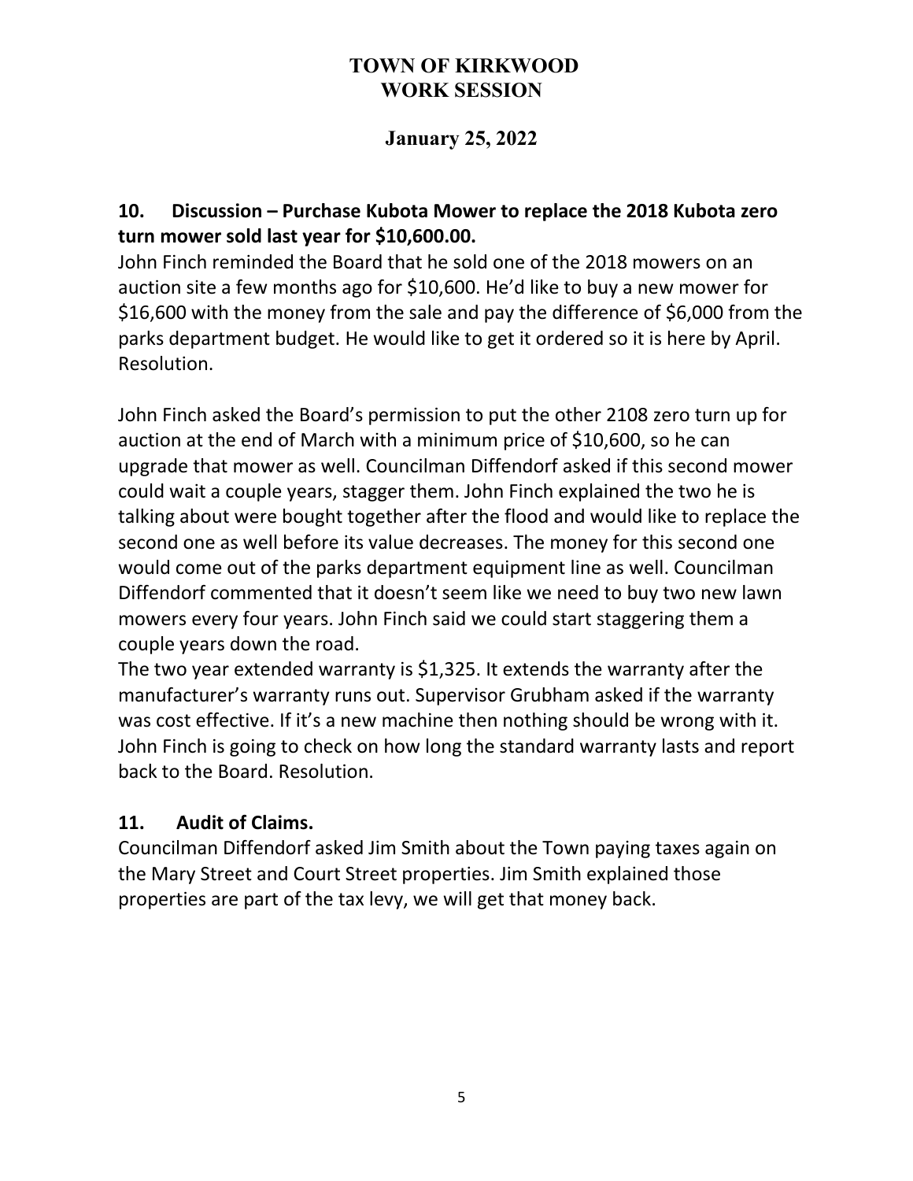# TOWN OF KIRKWOOD
# WORK SESSION

## January 25, 2022

### 10. Discussion – Purchase Kubota Mower to replace the 2018 Kubota zero turn mower sold last year for $10,600.00.

John Finch reminded the Board that he sold one of the 2018 mowers on an auction site a few months ago for $10,600. He'd like to buy a new mower for $16,600 with the money from the sale and pay the difference of $6,000 from the parks department budget. He would like to get it ordered so it is here by April. Resolution.

John Finch asked the Board's permission to put the other 2108 zero turn up for auction at the end of March with a minimum price of $10,600, so he can upgrade that mower as well. Councilman Diffendorf asked if this second mower could wait a couple years, stagger them. John Finch explained the two he is talking about were bought together after the flood and would like to replace the second one as well before its value decreases. The money for this second one would come out of the parks department equipment line as well. Councilman Diffendorf commented that it doesn't seem like we need to buy two new lawn mowers every four years. John Finch said we could start staggering them a couple years down the road.

The two year extended warranty is $1,325. It extends the warranty after the manufacturer's warranty runs out. Supervisor Grubham asked if the warranty was cost effective. If it's a new machine then nothing should be wrong with it. John Finch is going to check on how long the standard warranty lasts and report back to the Board. Resolution.

### 11. Audit of Claims.

Councilman Diffendorf asked Jim Smith about the Town paying taxes again on the Mary Street and Court Street properties. Jim Smith explained those properties are part of the tax levy, we will get that money back.